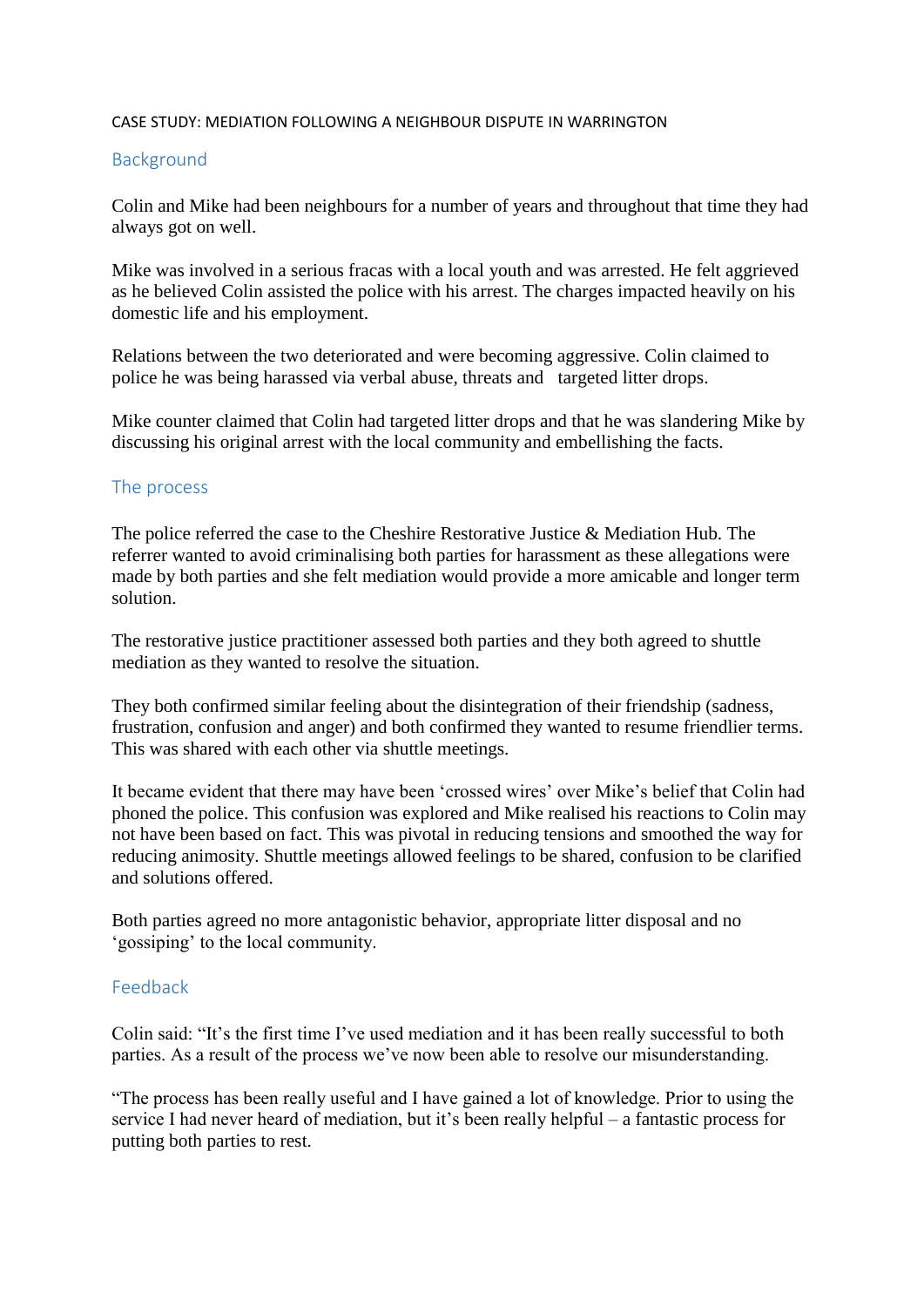# CASE STUDY: MEDIATION FOLLOWING A NEIGHBOUR DISPUTE IN WARRINGTON

## Background

Colin and Mike had been neighbours for a number of years and throughout that time they had always got on well.

Mike was involved in a serious fracas with a local youth and was arrested. He felt aggrieved as he believed Colin assisted the police with his arrest. The charges impacted heavily on his domestic life and his employment.

Relations between the two deteriorated and were becoming aggressive. Colin claimed to police he was being harassed via verbal abuse, threats and targeted litter drops.

Mike counter claimed that Colin had targeted litter drops and that he was slandering Mike by discussing his original arrest with the local community and embellishing the facts.

## The process

The police referred the case to the Cheshire Restorative Justice & Mediation Hub. The referrer wanted to avoid criminalising both parties for harassment as these allegations were made by both parties and she felt mediation would provide a more amicable and longer term solution.

The restorative justice practitioner assessed both parties and they both agreed to shuttle mediation as they wanted to resolve the situation.

They both confirmed similar feeling about the disintegration of their friendship (sadness, frustration, confusion and anger) and both confirmed they wanted to resume friendlier terms. This was shared with each other via shuttle meetings.

It became evident that there may have been 'crossed wires' over Mike's belief that Colin had phoned the police. This confusion was explored and Mike realised his reactions to Colin may not have been based on fact. This was pivotal in reducing tensions and smoothed the way for reducing animosity. Shuttle meetings allowed feelings to be shared, confusion to be clarified and solutions offered.

Both parties agreed no more antagonistic behavior, appropriate litter disposal and no 'gossiping' to the local community.

## Feedback

Colin said: "It's the first time I've used mediation and it has been really successful to both parties. As a result of the process we've now been able to resolve our misunderstanding.

"The process has been really useful and I have gained a lot of knowledge. Prior to using the service I had never heard of mediation, but it's been really helpful – a fantastic process for putting both parties to rest.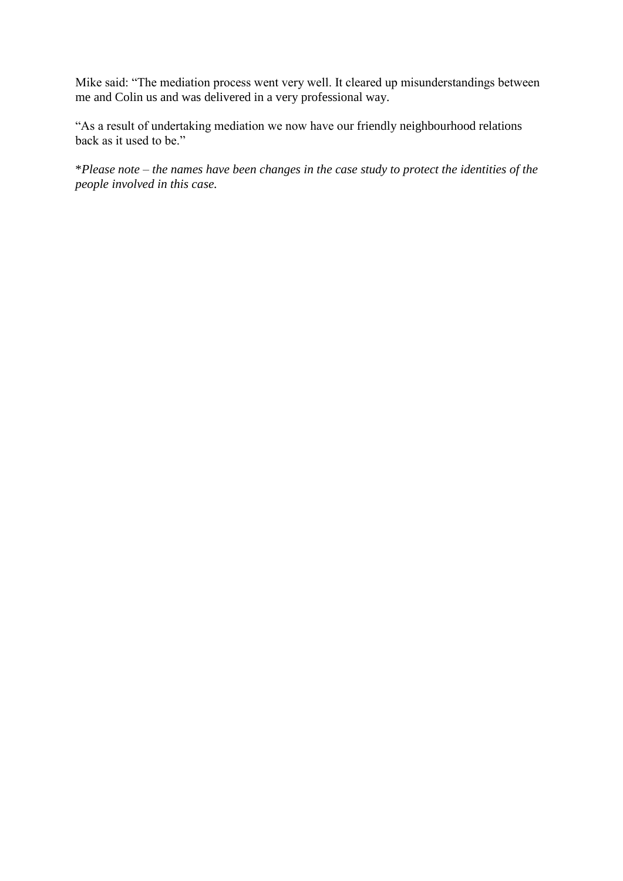Mike said: "The mediation process went very well. It cleared up misunderstandings between me and Colin us and was delivered in a very professional way.

"As a result of undertaking mediation we now have our friendly neighbourhood relations back as it used to be."

*\*Please note – the names have been changes in the case study to protect the identities of the people involved in this case.*